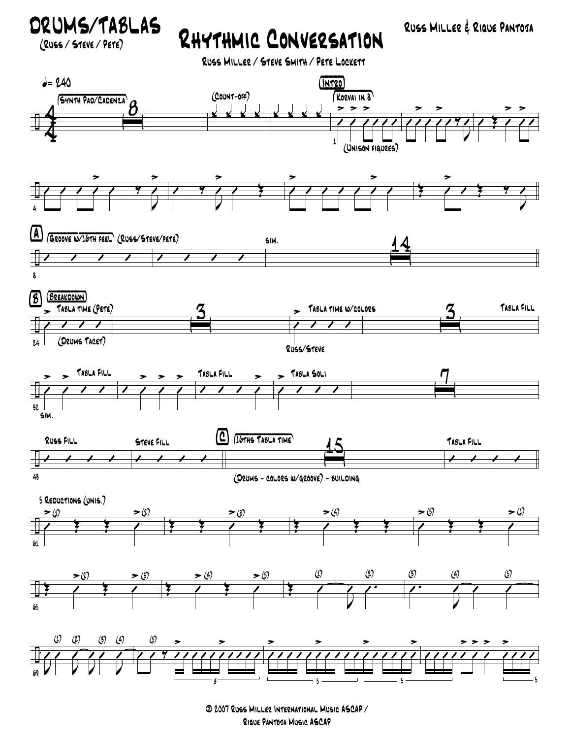# DRUMS/TABLAS

(Russ / Steve / Pete)

## Rhythmic Conversation

Russ Miller & Rique Pantoja

Russ Miller / Steve Smith / Pete Lockett

♩= 240

(Synth Pad/Cadenza) 8

(Count-off)

**Intro**

(Korvai in 8)

(Unison figures)

**A** (Groove w/16th feel) (Russ/Steve/pete)

sim. 14

**B** (Breakdown)

Tabla time (Pete)

(Drums Tacet) 3

Tabla time w/colors

Russ/Steve 3

Tabla Fill

sim.

Tabla Fill

Tabla Fill

Tabla Soli 7

Russ Fill

Steve Fill

**C** (16ths Tabla time) 15

Tabla Fill

(Drums - colors w/groove) - building

5 Reductions (unis.)

(1) (2) (3) (4) (5) (1)

(2) (3) (4) (5)

(1) (2) (3) (4) (5)

(1) (2) (3) (4) (5)

© 2007 Russ Miller International Music ASCAP / Rique Pantoja Music ASCAP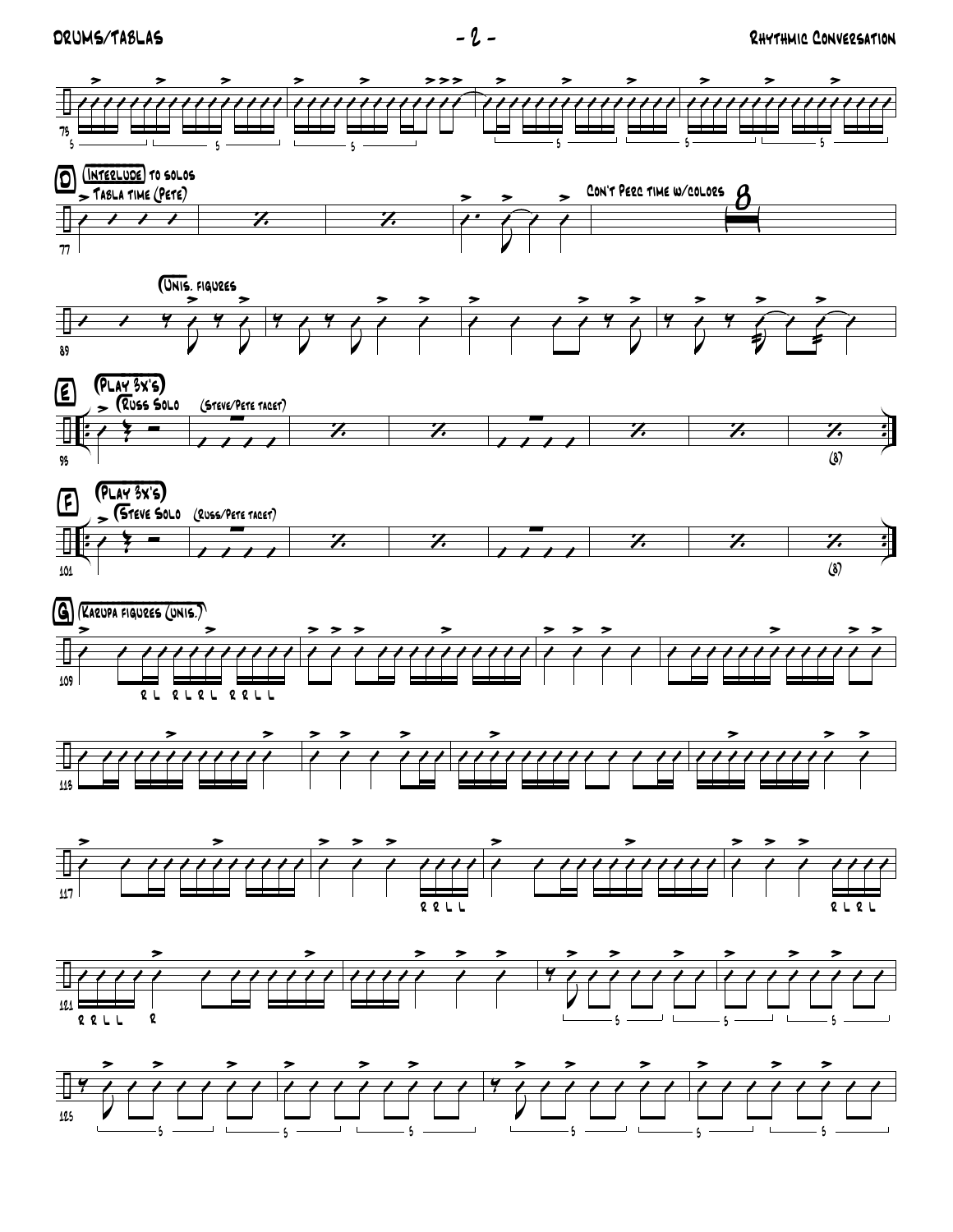D (Interlude) to solos

Tabla time (Pete)

Con't Perc time w/colors 8

(Unis. figures

E (Play 3x's)

(Russ Solo (Steve/Pete tacet)

(8)

F (Play 3x's)

(Steve Solo (Russ/Pete tacet)

(8)

G (Karupa figures (unis.)

R L R L R L R R L L

R R L L

R L R L

R R L L R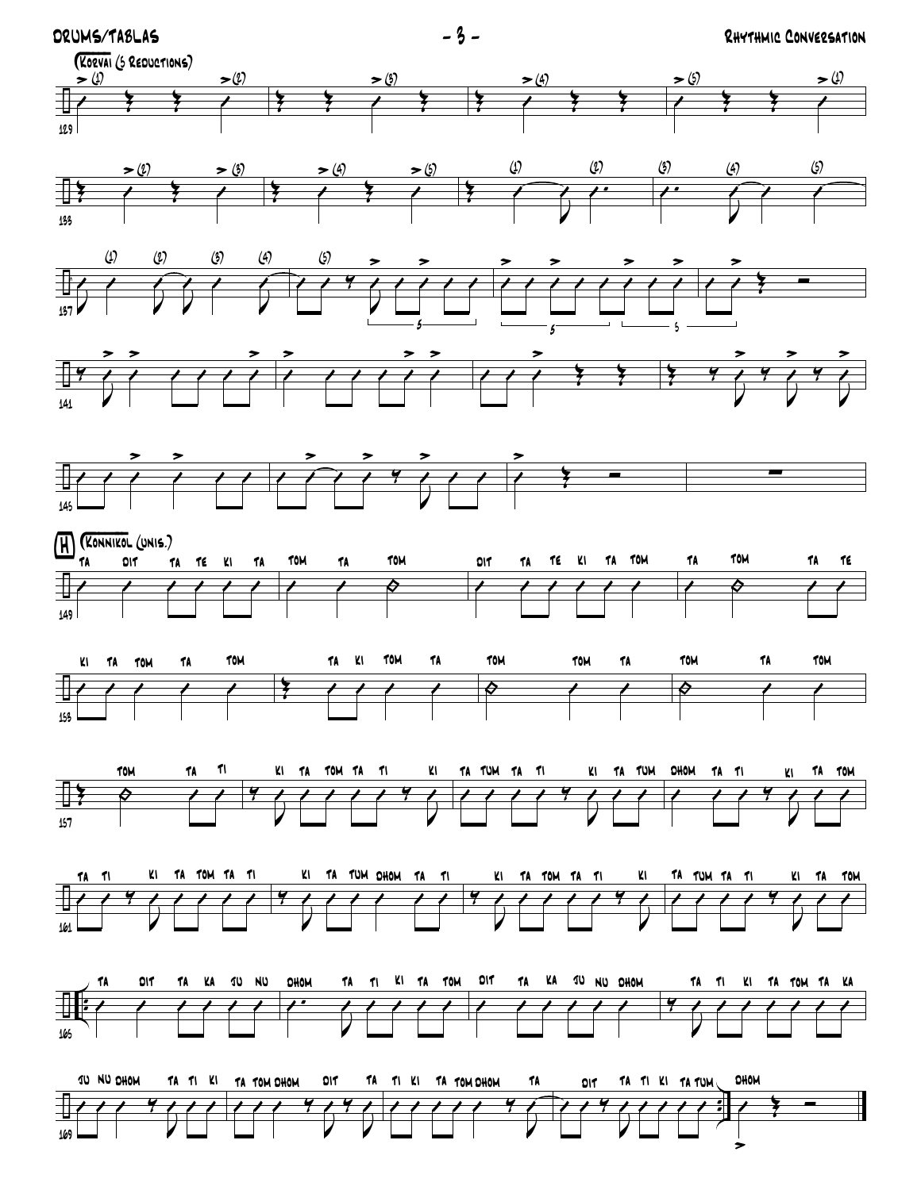Korvai (5 Reductions)

(1) (2) (3) (4) (5) (1)

(2) (3) (4) (5)

(1) (2) (3) (4) (5)

(1) (2) (3) (4) (5)

5 5 5

H Konnikol (unis.)

TA DIT TA TE KI TA TOM TA TOM DIT TA TE KI TA TOM TA TOM TA TE

KI TA TOM TA TOM TA KI TOM TA TOM TOM TA TOM TA TOM

TOM TA TI KI TA TOM TA TI KI TA TUM TA TI KI TA TUM DHOM TA TI KI TA TOM

TA TI KI TA TOM TA TI KI TA TUM DHOM TA TI KI TA TOM TA TI KI TA TUM TA TI KI TA TOM

TA DIT TA KA JU NU DHOM TA TI KI TA TOM DIT TA KA JU NU DHOM TA TI KI TA TOM TA KA

JU NU DHOM TA TI KI TA TOM DHOM DIT TA TI KI TA TOM DHOM TA DIT TA TI KI TA TUM DHOM